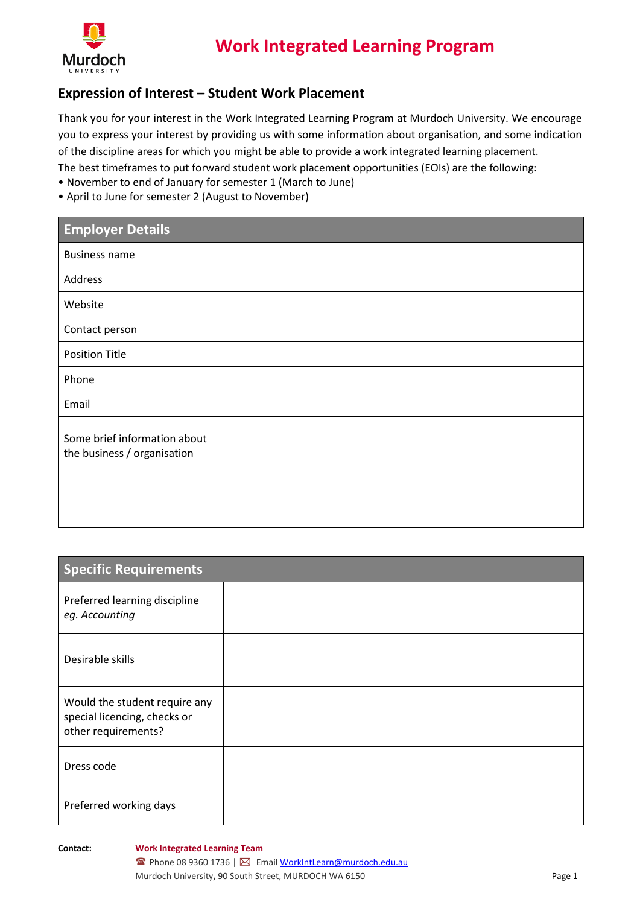# Work Integrated Learning Program

## Expression of Interest – Student Work Placement

Thank you for your interest in the Work Integrated Learning Program at Murdoch University. We encourage you to express your interest by providing us with some information about organisation, and some indication of the discipline areas for which you might be able to provide a work integrated learning placement.

The best timeframes to put forward student work placement opportunities (EOIs) are the following:

- November to end of January for semester 1 (March to June)
- April to June for semester 2 (August to November)

| Employer Details | |
|---|---|
| Business name | |
| Address | |
| Website | |
| Contact person | |
| Position Title | |
| Phone | |
| Email | |
| Some brief information about the business / organisation | |

| Specific Requirements | |
|---|---|
| Preferred learning discipline *eg. Accounting* | |
| Desirable skills | |
| Would the student require any special licencing, checks or other requirements? | |
| Dress code | |
| Preferred working days | |

**Contact:** **Work Integrated Learning Team**
Phone 08 9360 1736 | Email WorkIntLearn@murdoch.edu.au
Murdoch University, 90 South Street, MURDOCH WA 6150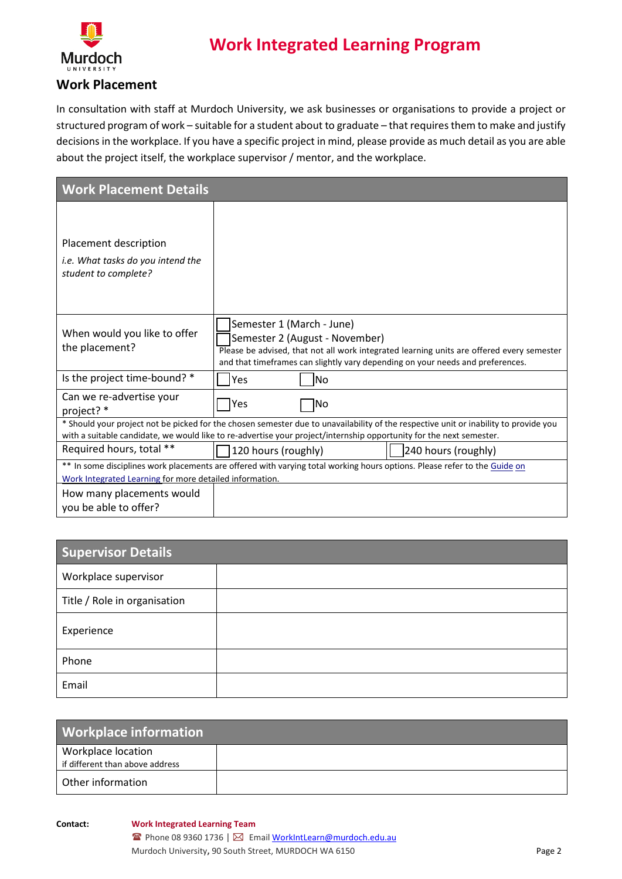# Work Integrated Learning Program

## Work Placement

In consultation with staff at Murdoch University, we ask businesses or organisations to provide a project or structured program of work – suitable for a student about to graduate – that requires them to make and justify decisions in the workplace. If you have a specific project in mind, please provide as much detail as you are able about the project itself, the workplace supervisor / mentor, and the workplace.

| Work Placement Details | | |
|---|---|---|
| Placement description<br>*i.e. What tasks do you intend the student to complete?* | | |
| When would you like to offer the placement? | ☐ Semester 1 (March - June)<br>☐ Semester 2 (August - November)<br>Please be advised, that not all work integrated learning units are offered every semester and that timeframes can slightly vary depending on your needs and preferences. | |
| Is the project time-bound? * | ☐ Yes | ☐ No |
| Can we re-advertise your project? * | ☐ Yes | ☐ No |
| * Should your project not be picked for the chosen semester due to unavailability of the respective unit or inability to provide you with a suitable candidate, we would like to re-advertise your project/internship opportunity for the next semester. | | |
| Required hours, total ** | ☐ 120 hours (roughly) | ☐ 240 hours (roughly) |
| ** In some disciplines work placements are offered with varying total working hours options. Please refer to the Guide on Work Integrated Learning for more detailed information. | | |
| How many placements would you be able to offer? | | |

| Supervisor Details | |
|---|---|
| Workplace supervisor | |
| Title / Role in organisation | |
| Experience | |
| Phone | |
| Email | |

| Workplace information | |
|---|---|
| Workplace location<br>if different than above address | |
| Other information | |

**Contact:** **Work Integrated Learning Team**
☎ Phone 08 9360 1736 | ✉ Email WorkIntLearn@murdoch.edu.au
Murdoch University, 90 South Street, MURDOCH WA 6150